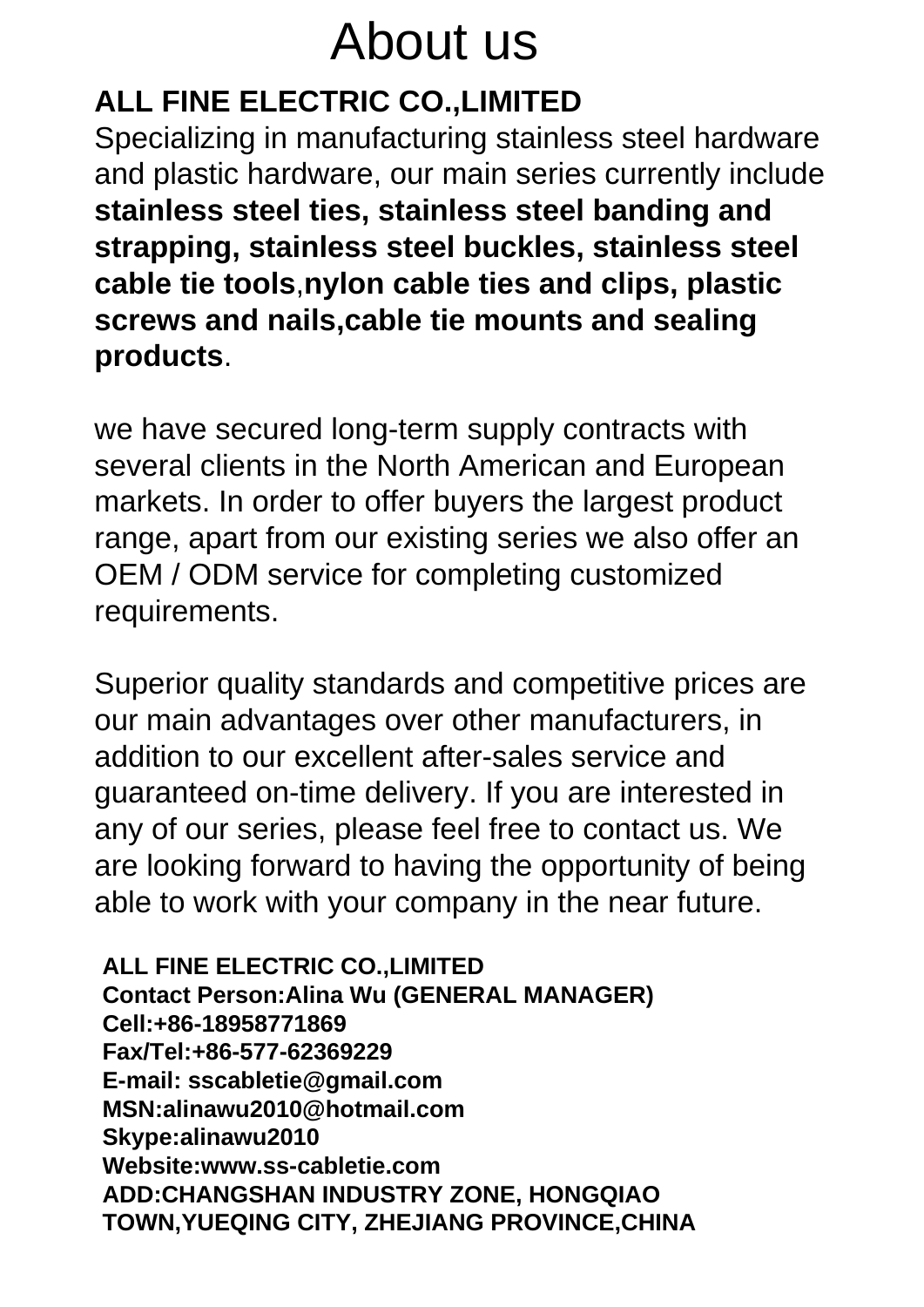# About us

**ALL FINE ELECTRIC CO.,LIMITED**

Specializing in manufacturing stainless steel hardware and plastic hardware, our main series currently include **stainless steel ties, stainless steel banding and strapping, stainless steel buckles, stainless steel cable tie tools**,**nylon cable ties and clips, plastic screws and nails,cable tie mounts and sealing products**.

we have secured long-term supply contracts with several clients in the North American and European markets. In order to offer buyers the largest product range, apart from our existing series we also offer an OEM / ODM service for completing customized requirements.

Superior quality standards and competitive prices are our main advantages over other manufacturers, in addition to our excellent after-sales service and guaranteed on-time delivery. If you are interested in any of our series, please feel free to contact us. We are looking forward to having the opportunity of being able to work with your company in the near future.

**ALL FINE ELECTRIC CO.,LIMITED**
**Contact Person:Alina Wu (GENERAL MANAGER)**
**Cell:+86-18958771869**
**Fax/Tel:+86-577-62369229**
**E-mail: sscabletie@gmail.com**
**MSN:alinawu2010@hotmail.com**
**Skype:alinawu2010**
**Website:www.ss-cabletie.com**
**ADD:CHANGSHAN INDUSTRY ZONE, HONGQIAO TOWN,YUEQING CITY, ZHEJIANG PROVINCE,CHINA**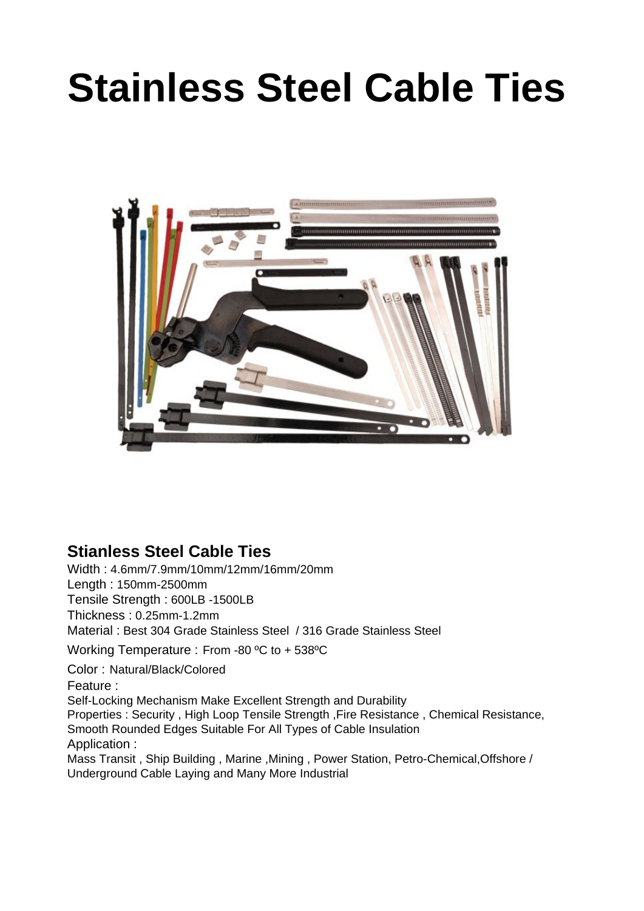# Stainless Steel Cable Ties

## Stianless Steel Cable Ties

Width : 4.6mm/7.9mm/10mm/12mm/16mm/20mm
Length : 150mm-2500mm
Tensile Strength : 600LB -1500LB
Thickness : 0.25mm-1.2mm
Material : Best 304 Grade Stainless Steel / 316 Grade Stainless Steel
Working Temperature : From -80 ºC to + 538ºC
Color : Natural/Black/Colored
Feature :
Self-Locking Mechanism Make Excellent Strength and Durability
Properties : Security , High Loop Tensile Strength ,Fire Resistance , Chemical Resistance, Smooth Rounded Edges Suitable For All Types of Cable Insulation
Application :
Mass Transit , Ship Building , Marine ,Mining , Power Station, Petro-Chemical,Offshore / Underground Cable Laying and Many More Industrial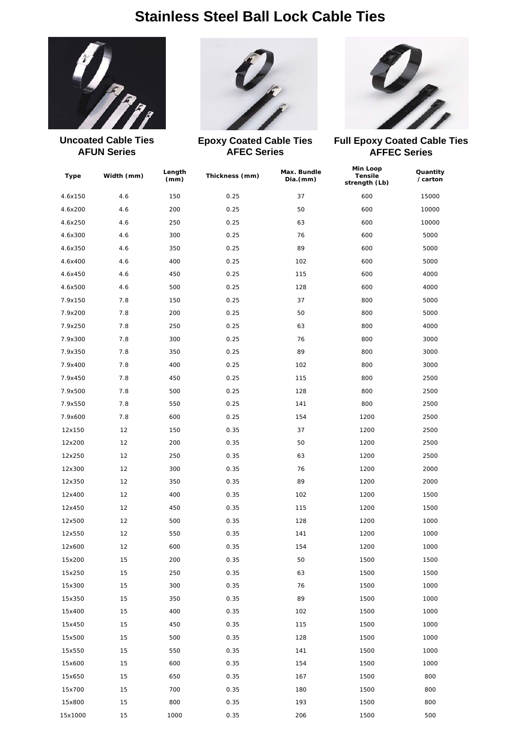# Stainless Steel Ball Lock Cable Ties

**Uncoated Cable Ties**
**AFUN Series**

**Epoxy Coated Cable Ties**
**AFEC Series**

**Full Epoxy Coated Cable Ties**
**AFFEC Series**

| Type | Width (mm) | Length (mm) | Thickness (mm) | Max. Bundle Dia.(mm) | Min Loop Tensile strength (Lb) | Quantity / carton |
|---|---|---|---|---|---|---|
| 4.6x150 | 4.6 | 150 | 0.25 | 37 | 600 | 15000 |
| 4.6x200 | 4.6 | 200 | 0.25 | 50 | 600 | 10000 |
| 4.6x250 | 4.6 | 250 | 0.25 | 63 | 600 | 10000 |
| 4.6x300 | 4.6 | 300 | 0.25 | 76 | 600 | 5000 |
| 4.6x350 | 4.6 | 350 | 0.25 | 89 | 600 | 5000 |
| 4.6x400 | 4.6 | 400 | 0.25 | 102 | 600 | 5000 |
| 4.6x450 | 4.6 | 450 | 0.25 | 115 | 600 | 4000 |
| 4.6x500 | 4.6 | 500 | 0.25 | 128 | 600 | 4000 |
| 7.9x150 | 7.8 | 150 | 0.25 | 37 | 800 | 5000 |
| 7.9x200 | 7.8 | 200 | 0.25 | 50 | 800 | 5000 |
| 7.9x250 | 7.8 | 250 | 0.25 | 63 | 800 | 4000 |
| 7.9x300 | 7.8 | 300 | 0.25 | 76 | 800 | 3000 |
| 7.9x350 | 7.8 | 350 | 0.25 | 89 | 800 | 3000 |
| 7.9x400 | 7.8 | 400 | 0.25 | 102 | 800 | 3000 |
| 7.9x450 | 7.8 | 450 | 0.25 | 115 | 800 | 2500 |
| 7.9x500 | 7.8 | 500 | 0.25 | 128 | 800 | 2500 |
| 7.9x550 | 7.8 | 550 | 0.25 | 141 | 800 | 2500 |
| 7.9x600 | 7.8 | 600 | 0.25 | 154 | 1200 | 2500 |
| 12x150 | 12 | 150 | 0.35 | 37 | 1200 | 2500 |
| 12x200 | 12 | 200 | 0.35 | 50 | 1200 | 2500 |
| 12x250 | 12 | 250 | 0.35 | 63 | 1200 | 2500 |
| 12x300 | 12 | 300 | 0.35 | 76 | 1200 | 2000 |
| 12x350 | 12 | 350 | 0.35 | 89 | 1200 | 2000 |
| 12x400 | 12 | 400 | 0.35 | 102 | 1200 | 1500 |
| 12x450 | 12 | 450 | 0.35 | 115 | 1200 | 1500 |
| 12x500 | 12 | 500 | 0.35 | 128 | 1200 | 1000 |
| 12x550 | 12 | 550 | 0.35 | 141 | 1200 | 1000 |
| 12x600 | 12 | 600 | 0.35 | 154 | 1200 | 1000 |
| 15x200 | 15 | 200 | 0.35 | 50 | 1500 | 1500 |
| 15x250 | 15 | 250 | 0.35 | 63 | 1500 | 1500 |
| 15x300 | 15 | 300 | 0.35 | 76 | 1500 | 1000 |
| 15x350 | 15 | 350 | 0.35 | 89 | 1500 | 1000 |
| 15x400 | 15 | 400 | 0.35 | 102 | 1500 | 1000 |
| 15x450 | 15 | 450 | 0.35 | 115 | 1500 | 1000 |
| 15x500 | 15 | 500 | 0.35 | 128 | 1500 | 1000 |
| 15x550 | 15 | 550 | 0.35 | 141 | 1500 | 1000 |
| 15x600 | 15 | 600 | 0.35 | 154 | 1500 | 1000 |
| 15x650 | 15 | 650 | 0.35 | 167 | 1500 | 800 |
| 15x700 | 15 | 700 | 0.35 | 180 | 1500 | 800 |
| 15x800 | 15 | 800 | 0.35 | 193 | 1500 | 800 |
| 15x1000 | 15 | 1000 | 0.35 | 206 | 1500 | 500 |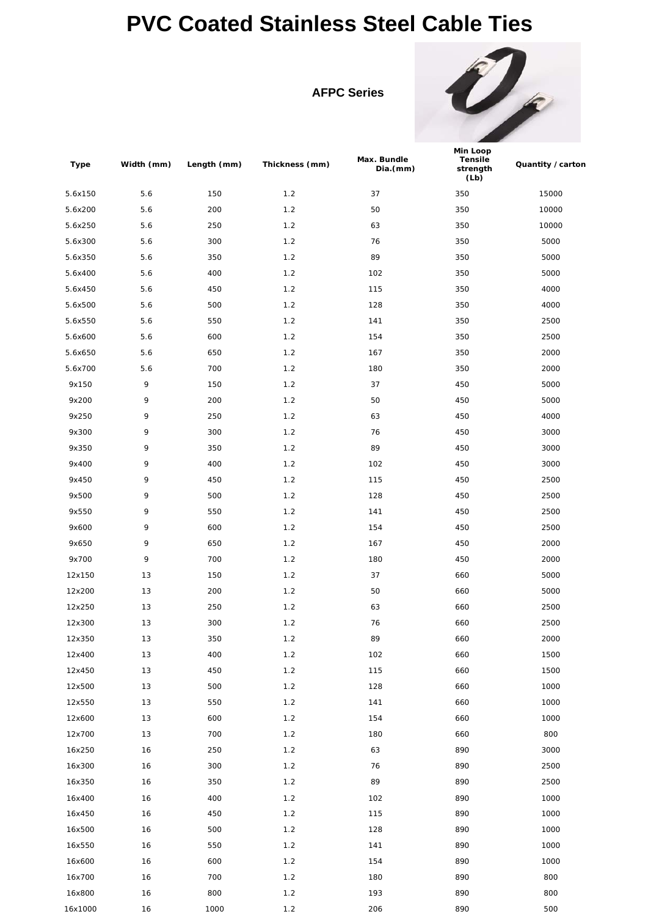# PVC Coated Stainless Steel Cable Ties

**AFPC Series**

| Type | Width (mm) | Length (mm) | Thickness (mm) | Max. Bundle Dia.(mm) | Min Loop Tensile strength (Lb) | Quantity / carton |
|---|---|---|---|---|---|---|
| 5.6x150 | 5.6 | 150 | 1.2 | 37 | 350 | 15000 |
| 5.6x200 | 5.6 | 200 | 1.2 | 50 | 350 | 10000 |
| 5.6x250 | 5.6 | 250 | 1.2 | 63 | 350 | 10000 |
| 5.6x300 | 5.6 | 300 | 1.2 | 76 | 350 | 5000 |
| 5.6x350 | 5.6 | 350 | 1.2 | 89 | 350 | 5000 |
| 5.6x400 | 5.6 | 400 | 1.2 | 102 | 350 | 5000 |
| 5.6x450 | 5.6 | 450 | 1.2 | 115 | 350 | 4000 |
| 5.6x500 | 5.6 | 500 | 1.2 | 128 | 350 | 4000 |
| 5.6x550 | 5.6 | 550 | 1.2 | 141 | 350 | 2500 |
| 5.6x600 | 5.6 | 600 | 1.2 | 154 | 350 | 2500 |
| 5.6x650 | 5.6 | 650 | 1.2 | 167 | 350 | 2000 |
| 5.6x700 | 5.6 | 700 | 1.2 | 180 | 350 | 2000 |
| 9x150 | 9 | 150 | 1.2 | 37 | 450 | 5000 |
| 9x200 | 9 | 200 | 1.2 | 50 | 450 | 5000 |
| 9x250 | 9 | 250 | 1.2 | 63 | 450 | 4000 |
| 9x300 | 9 | 300 | 1.2 | 76 | 450 | 3000 |
| 9x350 | 9 | 350 | 1.2 | 89 | 450 | 3000 |
| 9x400 | 9 | 400 | 1.2 | 102 | 450 | 3000 |
| 9x450 | 9 | 450 | 1.2 | 115 | 450 | 2500 |
| 9x500 | 9 | 500 | 1.2 | 128 | 450 | 2500 |
| 9x550 | 9 | 550 | 1.2 | 141 | 450 | 2500 |
| 9x600 | 9 | 600 | 1.2 | 154 | 450 | 2500 |
| 9x650 | 9 | 650 | 1.2 | 167 | 450 | 2000 |
| 9x700 | 9 | 700 | 1.2 | 180 | 450 | 2000 |
| 12x150 | 13 | 150 | 1.2 | 37 | 660 | 5000 |
| 12x200 | 13 | 200 | 1.2 | 50 | 660 | 5000 |
| 12x250 | 13 | 250 | 1.2 | 63 | 660 | 2500 |
| 12x300 | 13 | 300 | 1.2 | 76 | 660 | 2500 |
| 12x350 | 13 | 350 | 1.2 | 89 | 660 | 2000 |
| 12x400 | 13 | 400 | 1.2 | 102 | 660 | 1500 |
| 12x450 | 13 | 450 | 1.2 | 115 | 660 | 1500 |
| 12x500 | 13 | 500 | 1.2 | 128 | 660 | 1000 |
| 12x550 | 13 | 550 | 1.2 | 141 | 660 | 1000 |
| 12x600 | 13 | 600 | 1.2 | 154 | 660 | 1000 |
| 12x700 | 13 | 700 | 1.2 | 180 | 660 | 800 |
| 16x250 | 16 | 250 | 1.2 | 63 | 890 | 3000 |
| 16x300 | 16 | 300 | 1.2 | 76 | 890 | 2500 |
| 16x350 | 16 | 350 | 1.2 | 89 | 890 | 2500 |
| 16x400 | 16 | 400 | 1.2 | 102 | 890 | 1000 |
| 16x450 | 16 | 450 | 1.2 | 115 | 890 | 1000 |
| 16x500 | 16 | 500 | 1.2 | 128 | 890 | 1000 |
| 16x550 | 16 | 550 | 1.2 | 141 | 890 | 1000 |
| 16x600 | 16 | 600 | 1.2 | 154 | 890 | 1000 |
| 16x700 | 16 | 700 | 1.2 | 180 | 890 | 800 |
| 16x800 | 16 | 800 | 1.2 | 193 | 890 | 800 |
| 16x1000 | 16 | 1000 | 1.2 | 206 | 890 | 500 |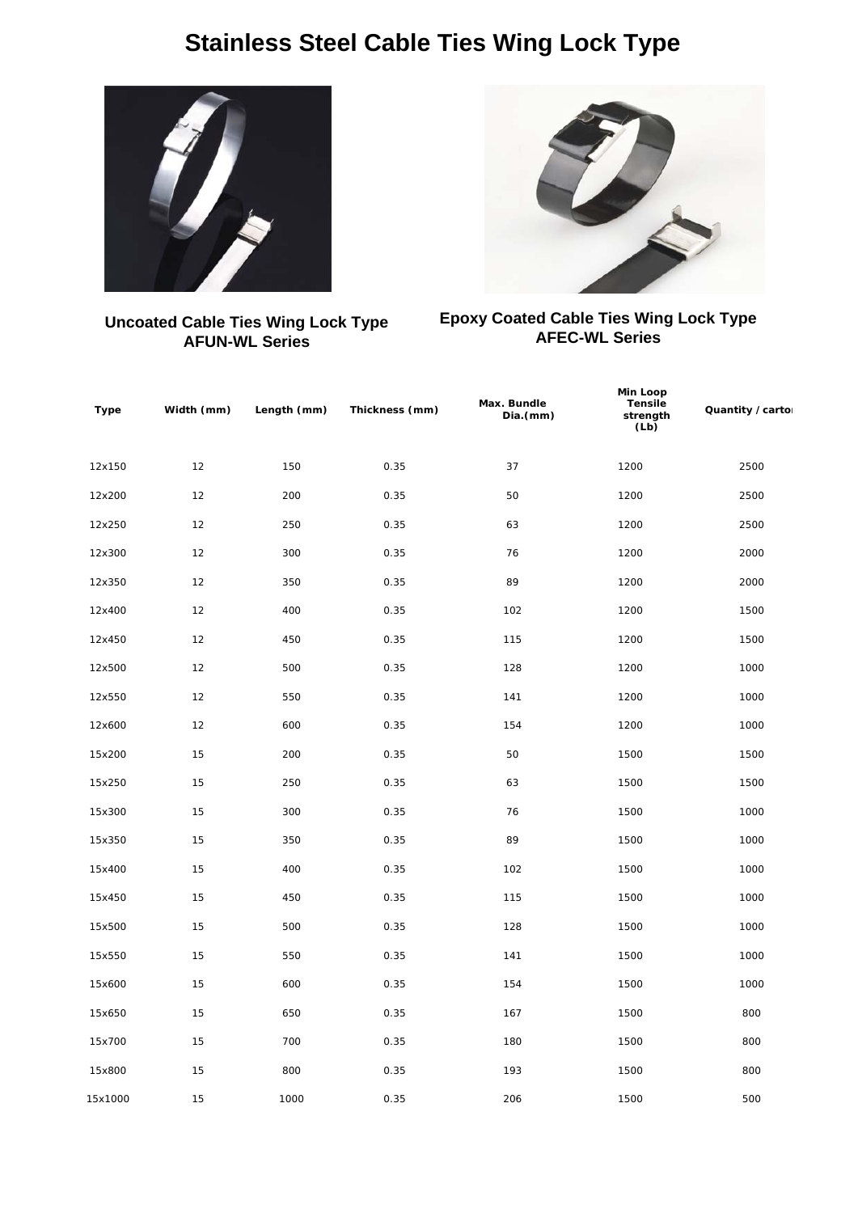# Stainless Steel Cable Ties Wing Lock Type

**Uncoated Cable Ties Wing Lock Type**
**AFUN-WL Series**

**Epoxy Coated Cable Ties Wing Lock Type**
**AFEC-WL Series**

| Type | Width (mm) | Length (mm) | Thickness (mm) | Max. Bundle Dia.(mm) | Min Loop Tensile strength (Lb) | Quantity / carton |
|---|---|---|---|---|---|---|
| 12x150 | 12 | 150 | 0.35 | 37 | 1200 | 2500 |
| 12x200 | 12 | 200 | 0.35 | 50 | 1200 | 2500 |
| 12x250 | 12 | 250 | 0.35 | 63 | 1200 | 2500 |
| 12x300 | 12 | 300 | 0.35 | 76 | 1200 | 2000 |
| 12x350 | 12 | 350 | 0.35 | 89 | 1200 | 2000 |
| 12x400 | 12 | 400 | 0.35 | 102 | 1200 | 1500 |
| 12x450 | 12 | 450 | 0.35 | 115 | 1200 | 1500 |
| 12x500 | 12 | 500 | 0.35 | 128 | 1200 | 1000 |
| 12x550 | 12 | 550 | 0.35 | 141 | 1200 | 1000 |
| 12x600 | 12 | 600 | 0.35 | 154 | 1200 | 1000 |
| 15x200 | 15 | 200 | 0.35 | 50 | 1500 | 1500 |
| 15x250 | 15 | 250 | 0.35 | 63 | 1500 | 1500 |
| 15x300 | 15 | 300 | 0.35 | 76 | 1500 | 1000 |
| 15x350 | 15 | 350 | 0.35 | 89 | 1500 | 1000 |
| 15x400 | 15 | 400 | 0.35 | 102 | 1500 | 1000 |
| 15x450 | 15 | 450 | 0.35 | 115 | 1500 | 1000 |
| 15x500 | 15 | 500 | 0.35 | 128 | 1500 | 1000 |
| 15x550 | 15 | 550 | 0.35 | 141 | 1500 | 1000 |
| 15x600 | 15 | 600 | 0.35 | 154 | 1500 | 1000 |
| 15x650 | 15 | 650 | 0.35 | 167 | 1500 | 800 |
| 15x700 | 15 | 700 | 0.35 | 180 | 1500 | 800 |
| 15x800 | 15 | 800 | 0.35 | 193 | 1500 | 800 |
| 15x1000 | 15 | 1000 | 0.35 | 206 | 1500 | 500 |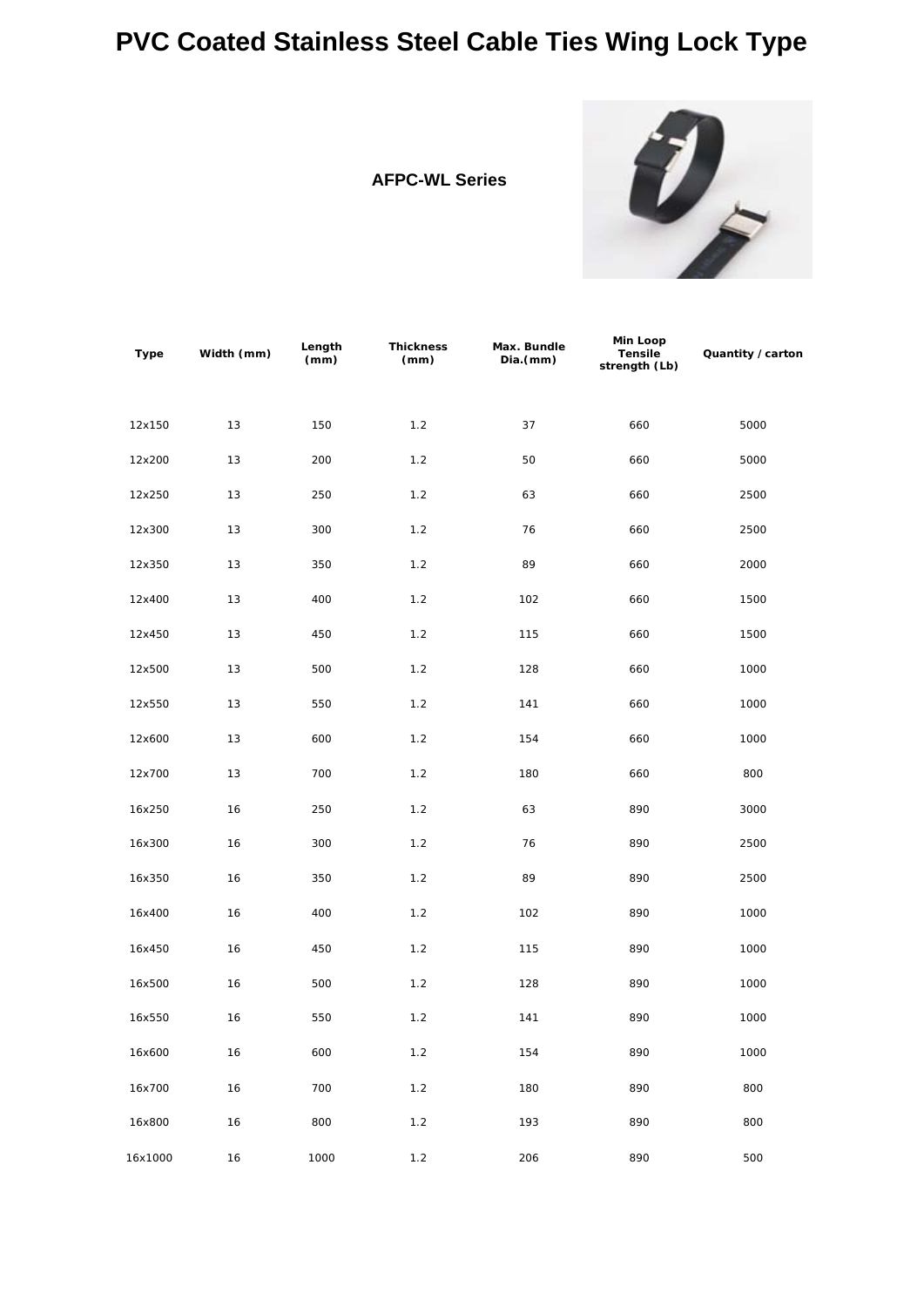# PVC Coated Stainless Steel Cable Ties Wing Lock Type

**AFPC-WL Series**

| Type | Width (mm) | Length (mm) | Thickness (mm) | Max. Bundle Dia.(mm) | Min Loop Tensile strength (Lb) | Quantity / carton |
|---|---|---|---|---|---|---|
| 12x150 | 13 | 150 | 1.2 | 37 | 660 | 5000 |
| 12x200 | 13 | 200 | 1.2 | 50 | 660 | 5000 |
| 12x250 | 13 | 250 | 1.2 | 63 | 660 | 2500 |
| 12x300 | 13 | 300 | 1.2 | 76 | 660 | 2500 |
| 12x350 | 13 | 350 | 1.2 | 89 | 660 | 2000 |
| 12x400 | 13 | 400 | 1.2 | 102 | 660 | 1500 |
| 12x450 | 13 | 450 | 1.2 | 115 | 660 | 1500 |
| 12x500 | 13 | 500 | 1.2 | 128 | 660 | 1000 |
| 12x550 | 13 | 550 | 1.2 | 141 | 660 | 1000 |
| 12x600 | 13 | 600 | 1.2 | 154 | 660 | 1000 |
| 12x700 | 13 | 700 | 1.2 | 180 | 660 | 800 |
| 16x250 | 16 | 250 | 1.2 | 63 | 890 | 3000 |
| 16x300 | 16 | 300 | 1.2 | 76 | 890 | 2500 |
| 16x350 | 16 | 350 | 1.2 | 89 | 890 | 2500 |
| 16x400 | 16 | 400 | 1.2 | 102 | 890 | 1000 |
| 16x450 | 16 | 450 | 1.2 | 115 | 890 | 1000 |
| 16x500 | 16 | 500 | 1.2 | 128 | 890 | 1000 |
| 16x550 | 16 | 550 | 1.2 | 141 | 890 | 1000 |
| 16x600 | 16 | 600 | 1.2 | 154 | 890 | 1000 |
| 16x700 | 16 | 700 | 1.2 | 180 | 890 | 800 |
| 16x800 | 16 | 800 | 1.2 | 193 | 890 | 800 |
| 16x1000 | 16 | 1000 | 1.2 | 206 | 890 | 500 |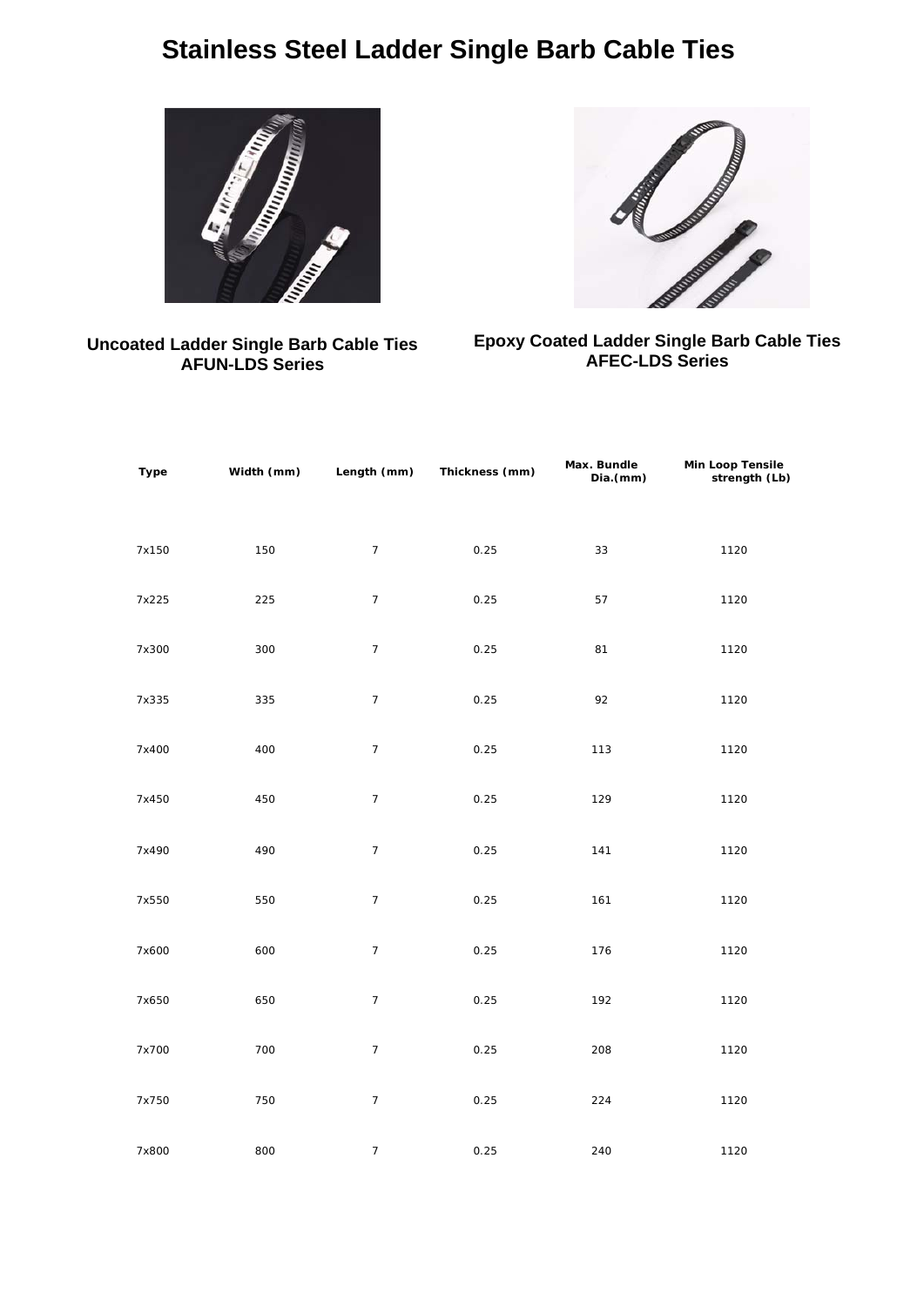# Stainless Steel Ladder Single Barb Cable Ties

**Uncoated Ladder Single Barb Cable Ties**
**AFUN-LDS Series**

**Epoxy Coated Ladder Single Barb Cable Ties**
**AFEC-LDS Series**

| Type | Width (mm) | Length (mm) | Thickness (mm) | Max. Bundle Dia.(mm) | Min Loop Tensile strength (Lb) |
|---|---|---|---|---|---|
| 7x150 | 150 | 7 | 0.25 | 33 | 1120 |
| 7x225 | 225 | 7 | 0.25 | 57 | 1120 |
| 7x300 | 300 | 7 | 0.25 | 81 | 1120 |
| 7x335 | 335 | 7 | 0.25 | 92 | 1120 |
| 7x400 | 400 | 7 | 0.25 | 113 | 1120 |
| 7x450 | 450 | 7 | 0.25 | 129 | 1120 |
| 7x490 | 490 | 7 | 0.25 | 141 | 1120 |
| 7x550 | 550 | 7 | 0.25 | 161 | 1120 |
| 7x600 | 600 | 7 | 0.25 | 176 | 1120 |
| 7x650 | 650 | 7 | 0.25 | 192 | 1120 |
| 7x700 | 700 | 7 | 0.25 | 208 | 1120 |
| 7x750 | 750 | 7 | 0.25 | 224 | 1120 |
| 7x800 | 800 | 7 | 0.25 | 240 | 1120 |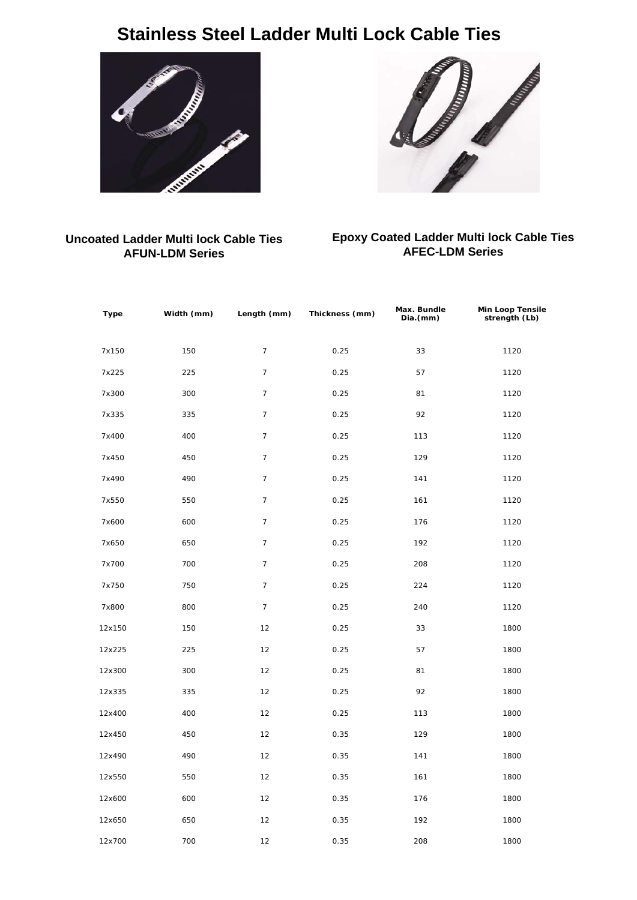# Stainless Steel Ladder Multi Lock Cable Ties

**Uncoated Ladder Multi lock Cable Ties**
**AFUN-LDM Series**

**Epoxy Coated Ladder Multi lock Cable Ties**
**AFEC-LDM Series**

| Type | Width (mm) | Length (mm) | Thickness (mm) | Max. Bundle Dia.(mm) | Min Loop Tensile strength (Lb) |
|---|---|---|---|---|---|
| 7x150 | 150 | 7 | 0.25 | 33 | 1120 |
| 7x225 | 225 | 7 | 0.25 | 57 | 1120 |
| 7x300 | 300 | 7 | 0.25 | 81 | 1120 |
| 7x335 | 335 | 7 | 0.25 | 92 | 1120 |
| 7x400 | 400 | 7 | 0.25 | 113 | 1120 |
| 7x450 | 450 | 7 | 0.25 | 129 | 1120 |
| 7x490 | 490 | 7 | 0.25 | 141 | 1120 |
| 7x550 | 550 | 7 | 0.25 | 161 | 1120 |
| 7x600 | 600 | 7 | 0.25 | 176 | 1120 |
| 7x650 | 650 | 7 | 0.25 | 192 | 1120 |
| 7x700 | 700 | 7 | 0.25 | 208 | 1120 |
| 7x750 | 750 | 7 | 0.25 | 224 | 1120 |
| 7x800 | 800 | 7 | 0.25 | 240 | 1120 |
| 12x150 | 150 | 12 | 0.25 | 33 | 1800 |
| 12x225 | 225 | 12 | 0.25 | 57 | 1800 |
| 12x300 | 300 | 12 | 0.25 | 81 | 1800 |
| 12x335 | 335 | 12 | 0.25 | 92 | 1800 |
| 12x400 | 400 | 12 | 0.25 | 113 | 1800 |
| 12x450 | 450 | 12 | 0.35 | 129 | 1800 |
| 12x490 | 490 | 12 | 0.35 | 141 | 1800 |
| 12x550 | 550 | 12 | 0.35 | 161 | 1800 |
| 12x600 | 600 | 12 | 0.35 | 176 | 1800 |
| 12x650 | 650 | 12 | 0.35 | 192 | 1800 |
| 12x700 | 700 | 12 | 0.35 | 208 | 1800 |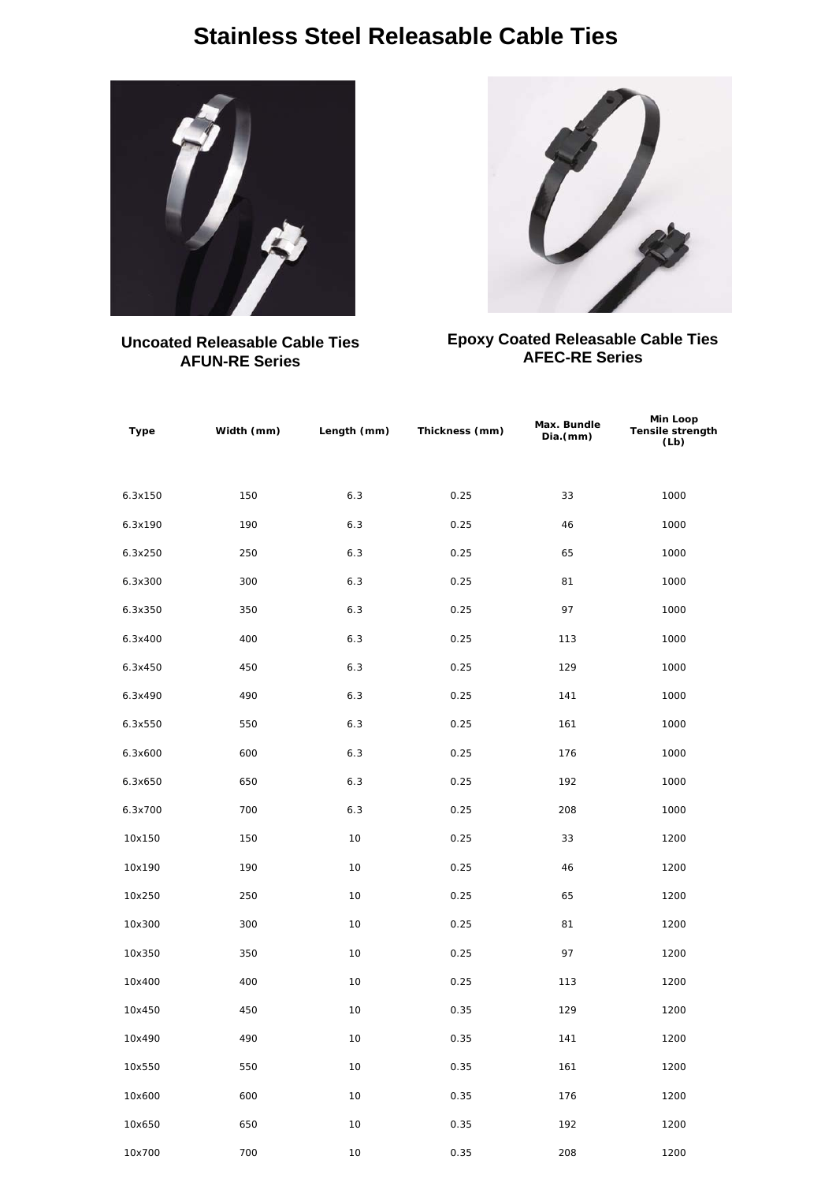# Stainless Steel Releasable Cable Ties

**Uncoated Releasable Cable Ties**
**AFUN-RE Series**

**Epoxy Coated Releasable Cable Ties**
**AFEC-RE Series**

| Type | Width (mm) | Length (mm) | Thickness (mm) | Max. Bundle Dia.(mm) | Min Loop Tensile strength (Lb) |
|---|---|---|---|---|---|
| 6.3x150 | 150 | 6.3 | 0.25 | 33 | 1000 |
| 6.3x190 | 190 | 6.3 | 0.25 | 46 | 1000 |
| 6.3x250 | 250 | 6.3 | 0.25 | 65 | 1000 |
| 6.3x300 | 300 | 6.3 | 0.25 | 81 | 1000 |
| 6.3x350 | 350 | 6.3 | 0.25 | 97 | 1000 |
| 6.3x400 | 400 | 6.3 | 0.25 | 113 | 1000 |
| 6.3x450 | 450 | 6.3 | 0.25 | 129 | 1000 |
| 6.3x490 | 490 | 6.3 | 0.25 | 141 | 1000 |
| 6.3x550 | 550 | 6.3 | 0.25 | 161 | 1000 |
| 6.3x600 | 600 | 6.3 | 0.25 | 176 | 1000 |
| 6.3x650 | 650 | 6.3 | 0.25 | 192 | 1000 |
| 6.3x700 | 700 | 6.3 | 0.25 | 208 | 1000 |
| 10x150 | 150 | 10 | 0.25 | 33 | 1200 |
| 10x190 | 190 | 10 | 0.25 | 46 | 1200 |
| 10x250 | 250 | 10 | 0.25 | 65 | 1200 |
| 10x300 | 300 | 10 | 0.25 | 81 | 1200 |
| 10x350 | 350 | 10 | 0.25 | 97 | 1200 |
| 10x400 | 400 | 10 | 0.25 | 113 | 1200 |
| 10x450 | 450 | 10 | 0.35 | 129 | 1200 |
| 10x490 | 490 | 10 | 0.35 | 141 | 1200 |
| 10x550 | 550 | 10 | 0.35 | 161 | 1200 |
| 10x600 | 600 | 10 | 0.35 | 176 | 1200 |
| 10x650 | 650 | 10 | 0.35 | 192 | 1200 |
| 10x700 | 700 | 10 | 0.35 | 208 | 1200 |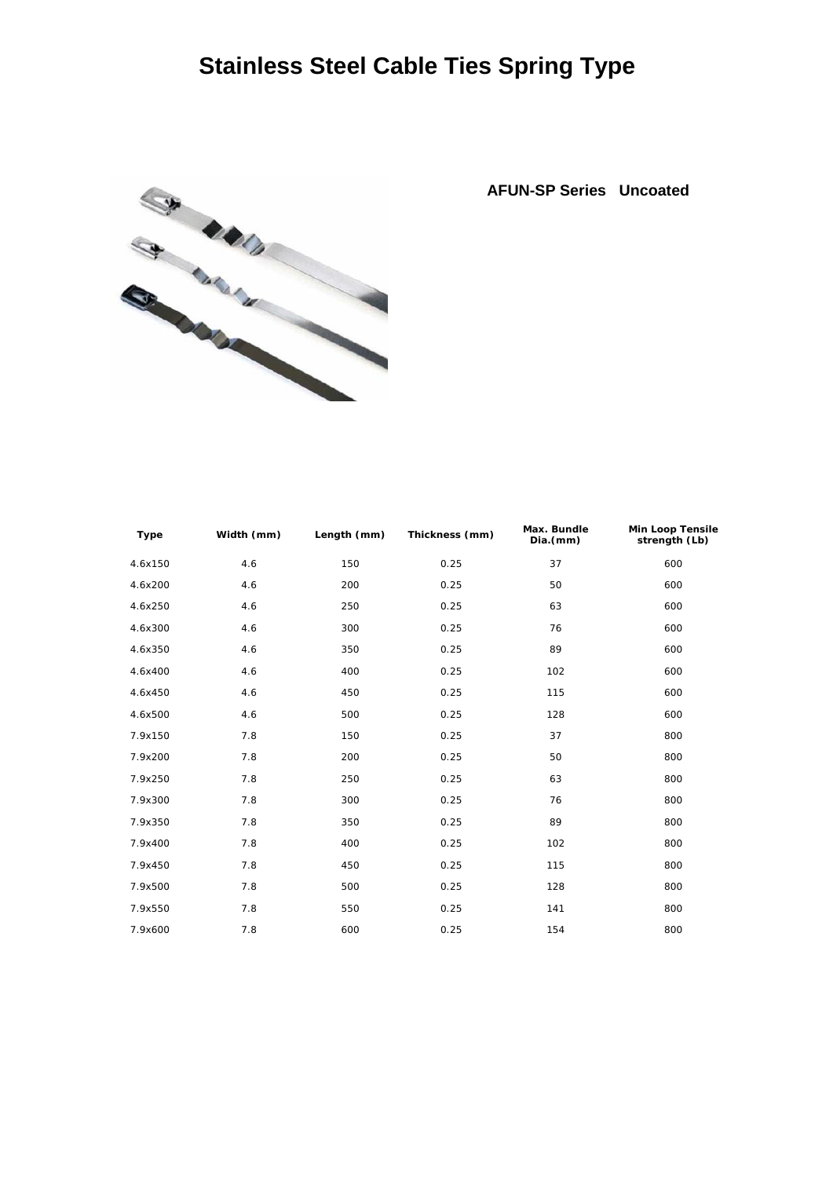# Stainless Steel Cable Ties Spring Type

**AFUN-SP Series Uncoated**

| Type | Width (mm) | Length (mm) | Thickness (mm) | Max. Bundle Dia.(mm) | Min Loop Tensile strength (Lb) |
|---|---|---|---|---|---|
| 4.6x150 | 4.6 | 150 | 0.25 | 37 | 600 |
| 4.6x200 | 4.6 | 200 | 0.25 | 50 | 600 |
| 4.6x250 | 4.6 | 250 | 0.25 | 63 | 600 |
| 4.6x300 | 4.6 | 300 | 0.25 | 76 | 600 |
| 4.6x350 | 4.6 | 350 | 0.25 | 89 | 600 |
| 4.6x400 | 4.6 | 400 | 0.25 | 102 | 600 |
| 4.6x450 | 4.6 | 450 | 0.25 | 115 | 600 |
| 4.6x500 | 4.6 | 500 | 0.25 | 128 | 600 |
| 7.9x150 | 7.8 | 150 | 0.25 | 37 | 800 |
| 7.9x200 | 7.8 | 200 | 0.25 | 50 | 800 |
| 7.9x250 | 7.8 | 250 | 0.25 | 63 | 800 |
| 7.9x300 | 7.8 | 300 | 0.25 | 76 | 800 |
| 7.9x350 | 7.8 | 350 | 0.25 | 89 | 800 |
| 7.9x400 | 7.8 | 400 | 0.25 | 102 | 800 |
| 7.9x450 | 7.8 | 450 | 0.25 | 115 | 800 |
| 7.9x500 | 7.8 | 500 | 0.25 | 128 | 800 |
| 7.9x550 | 7.8 | 550 | 0.25 | 141 | 800 |
| 7.9x600 | 7.8 | 600 | 0.25 | 154 | 800 |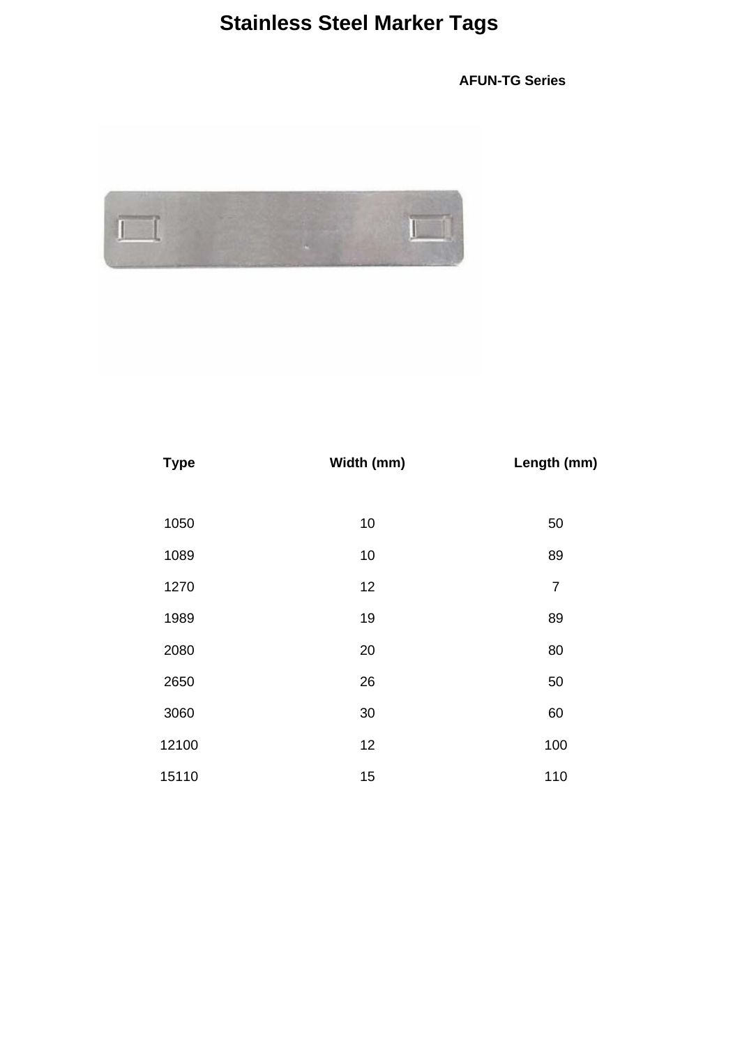# Stainless Steel Marker Tags

**AFUN-TG Series**

| Type | Width (mm) | Length (mm) |
|---|---|---|
| 1050 | 10 | 50 |
| 1089 | 10 | 89 |
| 1270 | 12 | 7 |
| 1989 | 19 | 89 |
| 2080 | 20 | 80 |
| 2650 | 26 | 50 |
| 3060 | 30 | 60 |
| 12100 | 12 | 100 |
| 15110 | 15 | 110 |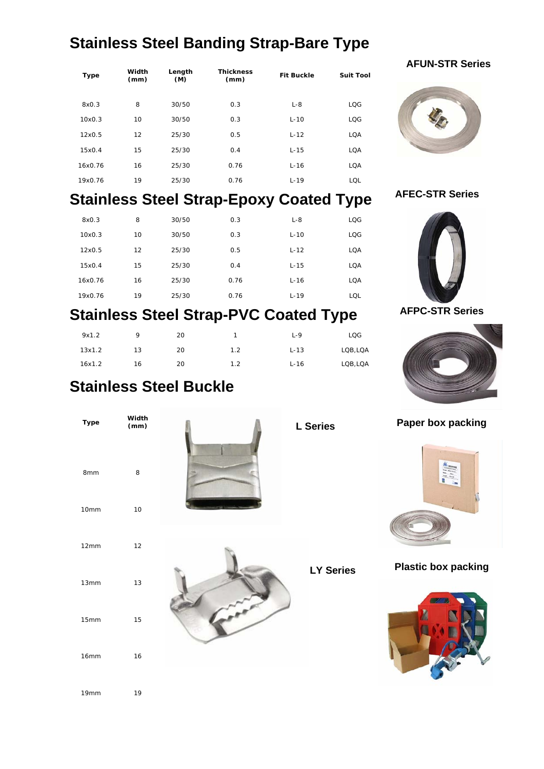# Stainless Steel Banding Strap-Bare Type

| Type | Width (mm) | Length (M) | Thickness (mm) | Fit Buckle | Suit Tool |
|---|---|---|---|---|---|
| 8x0.3 | 8 | 30/50 | 0.3 | L-8 | LQG |
| 10x0.3 | 10 | 30/50 | 0.3 | L-10 | LQG |
| 12x0.5 | 12 | 25/30 | 0.5 | L-12 | LQA |
| 15x0.4 | 15 | 25/30 | 0.4 | L-15 | LQA |
| 16x0.76 | 16 | 25/30 | 0.76 | L-16 | LQA |
| 19x0.76 | 19 | 25/30 | 0.76 | L-19 | LQL |

**AFUN-STR Series**

# Stainless Steel Strap-Epoxy Coated Type

| Type | Width (mm) | Length (M) | Thickness (mm) | Fit Buckle | Suit Tool |
|---|---|---|---|---|---|
| 8x0.3 | 8 | 30/50 | 0.3 | L-8 | LQG |
| 10x0.3 | 10 | 30/50 | 0.3 | L-10 | LQG |
| 12x0.5 | 12 | 25/30 | 0.5 | L-12 | LQA |
| 15x0.4 | 15 | 25/30 | 0.4 | L-15 | LQA |
| 16x0.76 | 16 | 25/30 | 0.76 | L-16 | LQA |
| 19x0.76 | 19 | 25/30 | 0.76 | L-19 | LQL |

**AFEC-STR Series**

# Stainless Steel Strap-PVC Coated Type

| Type | Width (mm) | Length (M) | Thickness (mm) | Fit Buckle | Suit Tool |
|---|---|---|---|---|---|
| 9x1.2 | 9 | 20 | 1 | L-9 | LQG |
| 13x1.2 | 13 | 20 | 1.2 | L-13 | LQB,LQA |
| 16x1.2 | 16 | 20 | 1.2 | L-16 | LQB,LQA |

**AFPC-STR Series**

# Stainless Steel Buckle

| Type | Width (mm) |
|---|---|
| 8mm | 8 |
| 10mm | 10 |
| 12mm | 12 |
| 13mm | 13 |
| 15mm | 15 |
| 16mm | 16 |
| 19mm | 19 |

**L Series**

**LY Series**

**Paper box packing**

**Plastic box packing**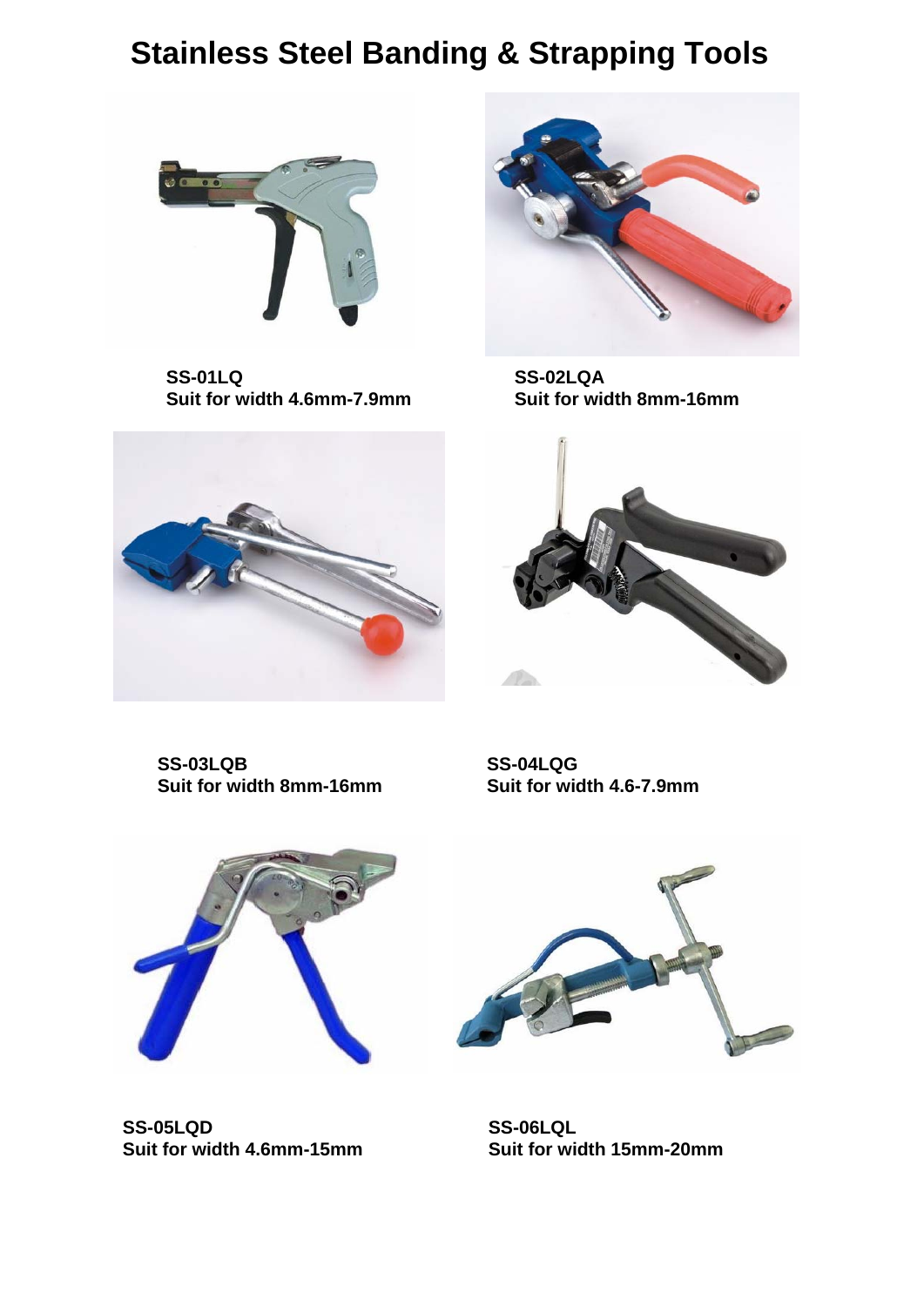# Stainless Steel Banding & Strapping Tools

**SS-01LQ**
**Suit for width 4.6mm-7.9mm**

**SS-02LQA**
**Suit for width 8mm-16mm**

**SS-03LQB**
**Suit for width 8mm-16mm**

**SS-04LQG**
**Suit for width 4.6-7.9mm**

**SS-05LQD**
**Suit for width 4.6mm-15mm**

**SS-06LQL**
**Suit for width 15mm-20mm**